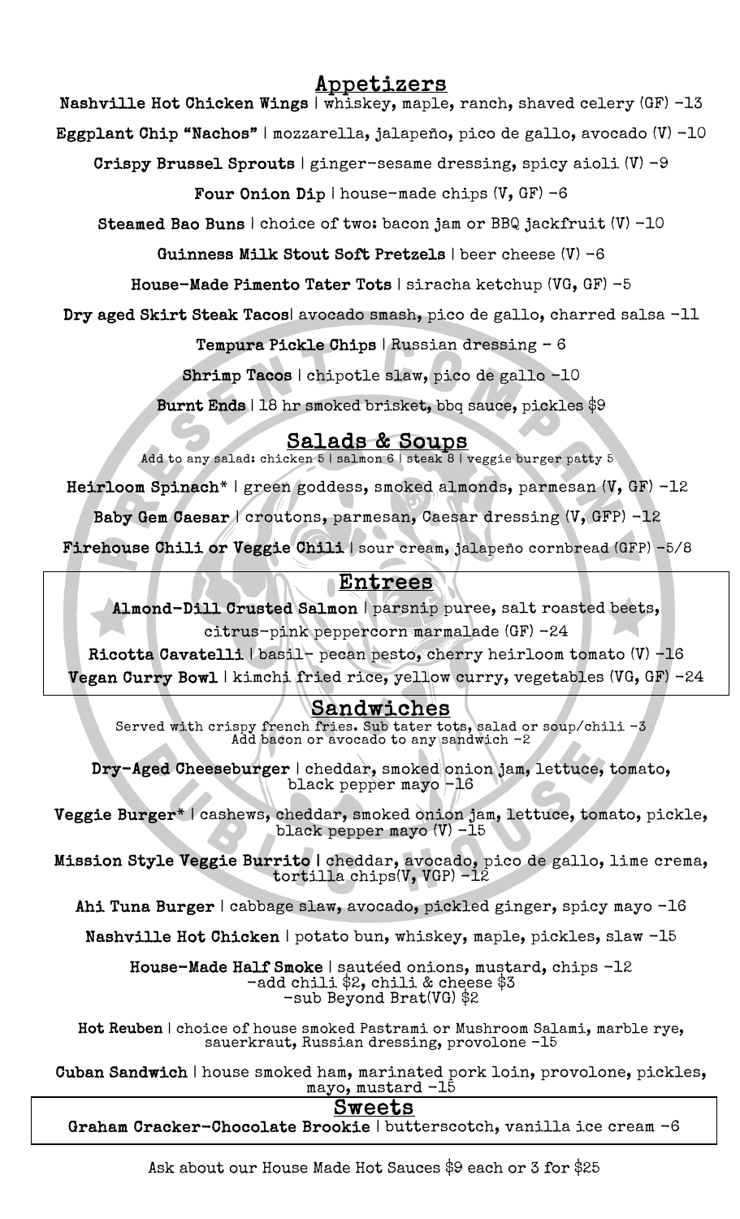## Appetizers

**Nashville Hot Chicken Wings** | whiskey, maple, ranch, shaved celery (GF) -13

**Eggplant Chip "Nachos"** | mozzarella, jalapeño, pico de gallo, avocado (V) -10

**Crispy Brussel Sprouts** | ginger-sesame dressing, spicy aioli (V) -9

**Four Onion Dip** | house-made chips (V, GF) -6

**Steamed Bao Buns** | choice of two: bacon jam or BBQ jackfruit (V) -10

**Guinness Milk Stout Soft Pretzels** | beer cheese (V) -6

**House-Made Pimento Tater Tots** | siracha ketchup (VG, GF) -5

**Dry aged Skirt Steak Tacos**| avocado smash, pico de gallo, charred salsa -11

**Tempura Pickle Chips** | Russian dressing - 6

**Shrimp Tacos** | chipotle slaw, pico de gallo -10

**Burnt Ends** | 18 hr smoked brisket, bbq sauce, pickles $9

## Salads & Soups

Add to any salad: chicken 5 | salmon 6 | steak 8 | veggie burger patty 5

**Heirloom Spinach*** | green goddess, smoked almonds, parmesan (V, GF) -12

**Baby Gem Caesar** | croutons, parmesan, Caesar dressing (V, GFP) -12

**Firehouse Chili or Veggie Chili** | sour cream, jalapeño cornbread (GFP) -5/8

## Entrees

**Almond-Dill Crusted Salmon** | parsnip puree, salt roasted beets, citrus-pink peppercorn marmalade (GF) -24

**Ricotta Cavatelli** | basil- pecan pesto, cherry heirloom tomato (V) -16

**Vegan Curry Bowl** | kimchi fried rice, yellow curry, vegetables (VG, GF) -24

## Sandwiches

Served with crispy french fries. Sub tater tots, salad or soup/chili -3
Add bacon or avocado to any sandwich -2

**Dry-Aged Cheeseburger** | cheddar, smoked onion jam, lettuce, tomato, black pepper mayo -16

**Veggie Burger*** | cashews, cheddar, smoked onion jam, lettuce, tomato, pickle, black pepper mayo (V) -15

**Mission Style Veggie Burrito** | cheddar, avocado, pico de gallo, lime crema, tortilla chips(V, VGP) -12

**Ahi Tuna Burger** | cabbage slaw, avocado, pickled ginger, spicy mayo -16

**Nashville Hot Chicken** | potato bun, whiskey, maple, pickles, slaw -15

**House-Made Half Smoke** | sautéed onions, mustard, chips -12
-add chili $2, chili & cheese $3
-sub Beyond Brat(VG) $2

**Hot Reuben** | choice of house smoked Pastrami or Mushroom Salami, marble rye, sauerkraut, Russian dressing, provolone -15

**Cuban Sandwich** | house smoked ham, marinated pork loin, provolone, pickles, mayo, mustard -15

## Sweets

**Graham Cracker-Chocolate Brookie** | butterscotch, vanilla ice cream -6

Ask about our House Made Hot Sauces $9 each or 3 for $25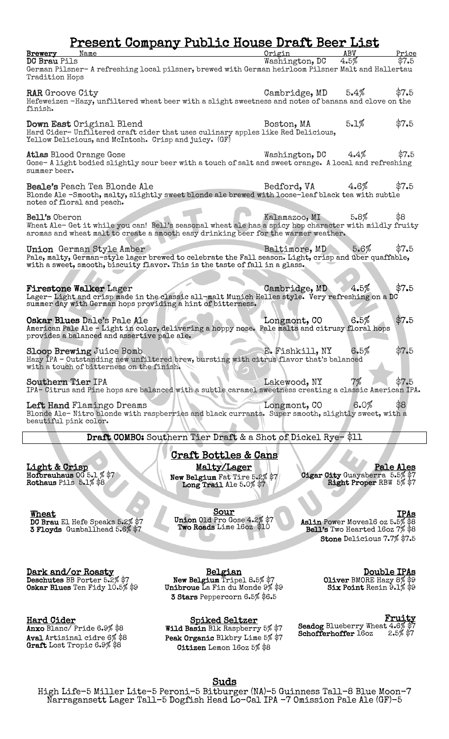# Present Company Public House Draft Beer List

| Brewery Name | Origin | ABV | Price |
|---|---|---|---|
| **DC Brau** Pils | Washington, DC | 4.5% | $7.5 |
| German Pilsner- A refreshing local pilsner, brewed with German heirloom Pilsner Malt and Hallertau Tradition Hops | | | |
| **RAR** Groove City | Cambridge, MD | 5.4% | $7.5 |
| Hefeweizen -Hazy, unfiltered wheat beer with a slight sweetness and notes of banana and clove on the finish. | | | |
| **Down East** Original Blend | Boston, MA | 5.1% | $7.5 |
| Hard Cider- Unfiltered craft cider that uses culinary apples like Red Delicious, Yellow Delicious, and McIntosh. Crisp and juicy. (GF) | | | |
| **Atlas** Blood Orange Gose | Washington, DC | 4.4% | $7.5 |
| Gose- A light bodied slightly sour beer with a touch of salt and sweet orange. A local and refreshing summer beer. | | | |
| **Beale's** Peach Tea Blonde Ale | Bedford, VA | 4.6% | $7.5 |
| Blonde Ale -Smooth, malty, slightly sweet blonde ale brewed with loose-leaf black tea with subtle notes of floral and peach. | | | |
| **Bell's** Oberon | Kalamazoo, MI | 5.8% | $8 |
| Wheat Ale- Get it while you can! Bell's seasonal wheat ale has a spicy hop character with mildly fruity aromas and wheat malt to create a smooth easy drinking beer for the warmer weather. | | | |
| **Union** German Style Amber | Baltimore, MD | 5.6% | $7.5 |
| Pale, malty, German-style lager brewed to celebrate the Fall season. Light, crisp and über quaffable, with a sweet, smooth, biscuity flavor. This is the taste of fall in a glass. | | | |
| **Firestone Walker** Lager | Cambridge, MD | 4.5% | $7.5 |
| Lager- Light and crisp made in the classic all-malt Munich Helles style. Very refreshing on a DC summer day with German hops providing a hint of bitterness. | | | |
| **Oskar Blues** Dale's Pale Ale | Longmont, CO | 6.5% | $7.5 |
| American Pale Ale - Light in color, delivering a hoppy nose. Pale malts and citrusy floral hops provides a balanced and assertive pale ale. | | | |
| **Sloop Brewing** Juice Bomb | E. Fishkill, NY | 6.5% | $7.5 |
| Hazy IPA - Outstanding new unfiltered brew, bursting with citrus flavor that's balanced with a touch of bitterness on the finish. | | | |
| **Southern Tier** IPA | Lakewood, NY | 7% | $7.5 |
| IPA- Citrus and Pine hops are balanced with a subtle caramel sweetness creating a classic American IPA. | | | |
| **Left Hand** Flamingo Dreams | Longmont, CO | 6.0% | $8 |
| Blonde Ale- Nitro blonde with raspberries and black currants. Super smooth, slightly sweet, with a beautiful pink color. | | | |

**Draft COMBO:** Southern Tier Draft & a Shot of Dickel Rye- $11

## Craft Bottles & Cans

**Light & Crisp**
- **Hofbrauhaus** OG 5.1% $7
- **Rothaus** Pils 5.1% $8

**Malty/Lager**
- **New Belgium** Fat Tire 5.2% $7
- **Long Trail** Ale 5.0% $7

**Pale Ales**
- **Cigar City** Guayaberra 5.5% $7
- **Right Proper** RBW 5% $7

**Wheat**
- **DC Brau** El Hefe Speaks 5.2% $7
- **3 Floyds** Gumballhead 5.6% $7

**Sour**
- **Union** Old Pro Gose 4.2% $7
- **Two Roads** Lime 16oz $10

**IPAs**
- **Aslin** Power Moves16 oz 5.5% $8
- **Bell's** Two Hearted 16oz 7% $8
- **Stone** Delicious 7.7% $7.5

**Dark and/or Roasty**
- **Deschutes** BB Porter 5.2% $7
- **Oskar Blues** Ten Fidy 10.5% $9

**Belgian**
- **New Belgium** Tripel 8.5% $7
- **Unibroue** La Fin du Monde 9% $9
- **3 Stars** Peppercorn 6.5% $6.5

**Double IPAs**
- **Oliver** BMORE Hazy 8% $9
- **Six Point** Resin 9.1% $9

**Hard Cider**
- **Anxo** Blanc/ Pride 6.9% $8
- **Aval** Artisinal cidre 6% $8
- **Graft** Lost Tropic 6.9% $8

**Spiked Seltzer**
- **Wild Basin** Blk Raspberry 5% $7
- **Peak Organic** Blkbry Lime 5% $7
- **Citizen** Lemon 16oz 5% $8

**Fruity**
- **Seadog** Blueberry Wheat 4.6% $7
- **Schofferhoffer** 16oz 2.5% $7

## Suds

High Life-5 Miller Lite-5 Peroni-5 Bitburger (NA)-5 Guinness Tall-8 Blue Moon-7 Narragansett Lager Tall-5 Dogfish Head Lo-Cal IPA -7 Omission Pale Ale (GF)-5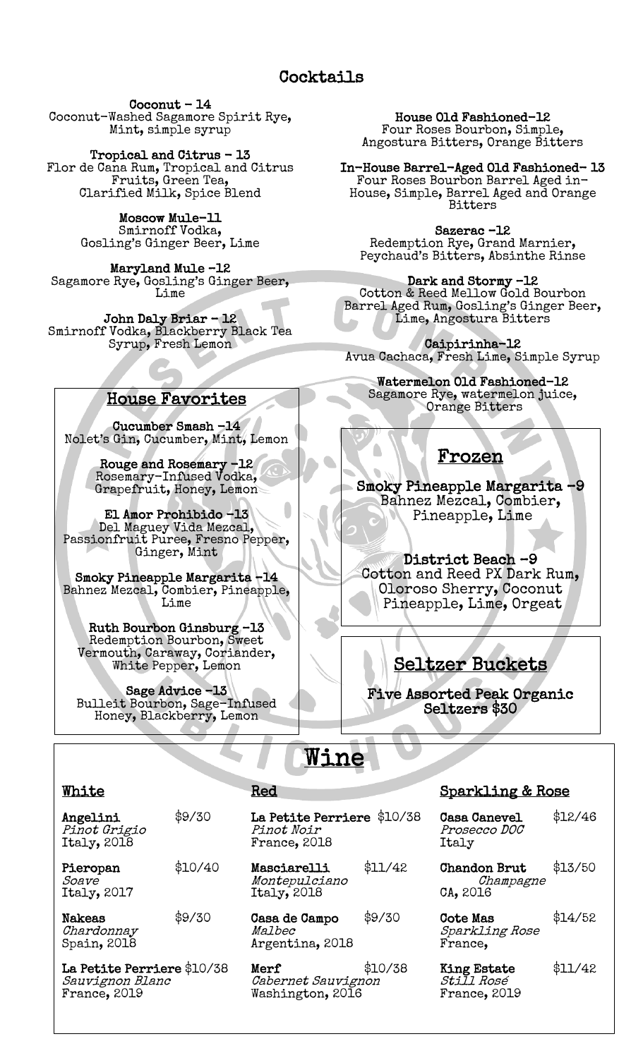# Cocktails

**Coconut - 14**
Coconut-Washed Sagamore Spirit Rye, Mint, simple syrup

**Tropical and Citrus - 13**
Flor de Cana Rum, Tropical and Citrus Fruits, Green Tea, Clarified Milk, Spice Blend

**Moscow Mule-11**
Smirnoff Vodka, Gosling's Ginger Beer, Lime

**Maryland Mule -12**
Sagamore Rye, Gosling's Ginger Beer, Lime

**John Daly Briar - 12**
Smirnoff Vodka, Blackberry Black Tea Syrup, Fresh Lemon

**House Old Fashioned-12**
Four Roses Bourbon, Simple, Angostura Bitters, Orange Bitters

**In-House Barrel-Aged Old Fashioned- 13**
Four Roses Bourbon Barrel Aged in-House, Simple, Barrel Aged and Orange Bitters

**Sazerac -12**
Redemption Rye, Grand Marnier, Peychaud's Bitters, Absinthe Rinse

**Dark and Stormy -12**
Cotton & Reed Mellow Gold Bourbon Barrel Aged Rum, Gosling's Ginger Beer, Lime, Angostura Bitters

**Caipirinha-12**
Avua Cachaca, Fresh Lime, Simple Syrup

**Watermelon Old Fashioned-12**
Sagamore Rye, watermelon juice, Orange Bitters

## House Favorites

**Cucumber Smash -14**
Nolet's Gin, Cucumber, Mint, Lemon

**Rouge and Rosemary -12**
Rosemary-Infused Vodka, Grapefruit, Honey, Lemon

**El Amor Prohibido -13**
Del Maguey Vida Mezcal, Passionfruit Puree, Fresno Pepper, Ginger, Mint

**Smoky Pineapple Margarita -14**
Bahnez Mezcal, Combier, Pineapple, Lime

**Ruth Bourbon Ginsburg -13**
Redemption Bourbon, Sweet Vermouth, Caraway, Coriander, White Pepper, Lemon

**Sage Advice -13**
Bulleit Bourbon, Sage-Infused Honey, Blackberry, Lemon

## Frozen

**Smoky Pineapple Margarita -9**
Bahnez Mezcal, Combier, Pineapple, Lime

**District Beach -9**
Cotton and Reed PX Dark Rum, Oloroso Sherry, Coconut Pineapple, Lime, Orgeat

## Seltzer Buckets

**Five Assorted Peak Organic Seltzers $30**

# Wine

## White

**Angelini** $9/30
*Pinot Grigio*
Italy, 2018

**Pieropan** $10/40
*Soave*
Italy, 2017

**Nakeas** $9/30
*Chardonnay*
Spain, 2018

**La Petite Perriere** $10/38
*Sauvignon Blanc*
France, 2019

## Red

**La Petite Perriere** $10/38
*Pinot Noir*
France, 2018

**Masciarelli** $11/42
*Montepulciano*
Italy, 2018

**Casa de Campo** $9/30
*Malbec*
Argentina, 2018

**Merf** $10/38
*Cabernet Sauvignon*
Washington, 2016

## Sparkling & Rose

**Casa Canevel** $12/46
*Prosecco DOC*
Italy

**Chandon Brut** $13/50
*Champagne*
CA, 2016

**Cote Mas** $14/52
*Sparkling Rose*
France,

**King Estate** $11/42
*Still Rosé*
France, 2019